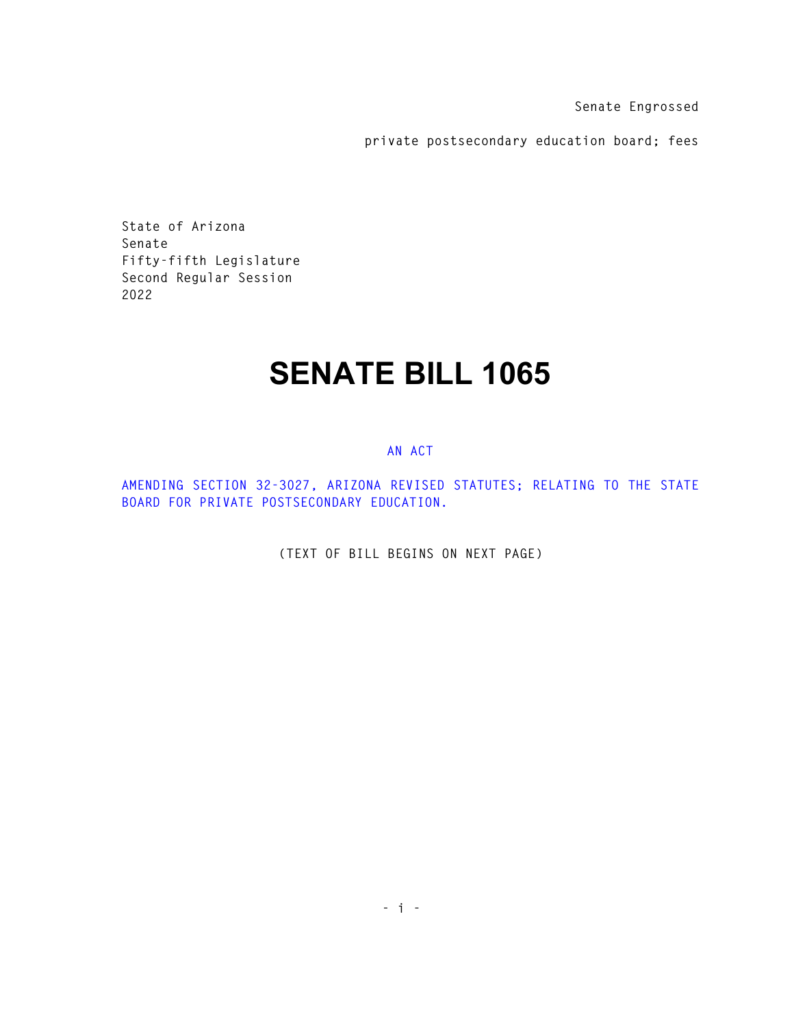Senate Engrossed

private postsecondary education board; fees

State of Arizona
Senate
Fifty-fifth Legislature
Second Regular Session
2022

# SENATE BILL 1065

AN ACT

AMENDING SECTION 32-3027, ARIZONA REVISED STATUTES; RELATING TO THE STATE BOARD FOR PRIVATE POSTSECONDARY EDUCATION.

(TEXT OF BILL BEGINS ON NEXT PAGE)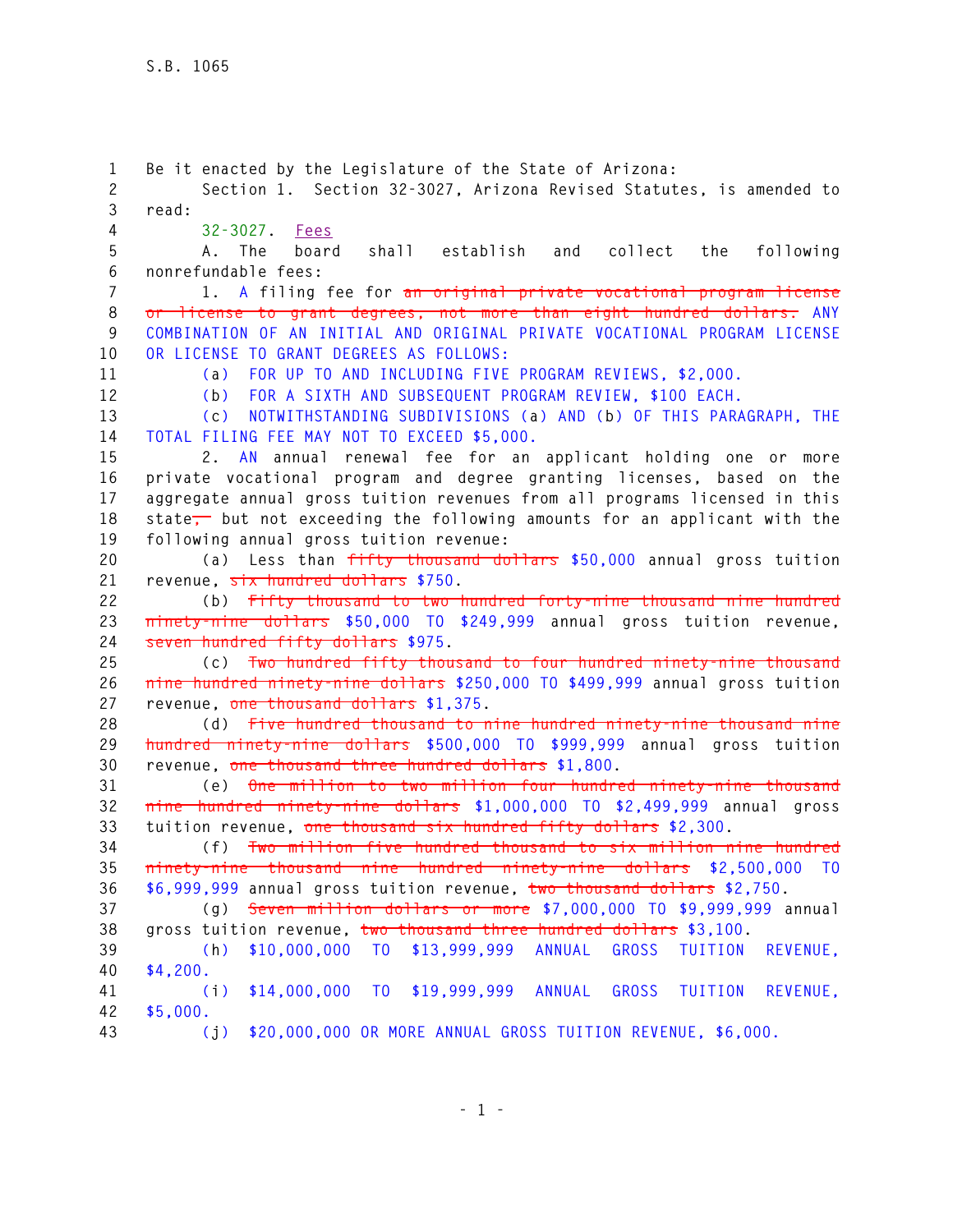Be it enacted by the Legislature of the State of Arizona:

Section 1. Section 32-3027, Arizona Revised Statutes, is amended to read:

32-3027. Fees

A. The board shall establish and collect the following nonrefundable fees:

1. A filing fee for ~~an original private vocational program license or license to grant degrees, not more than eight hundred dollars.~~ ANY COMBINATION OF AN INITIAL AND ORIGINAL PRIVATE VOCATIONAL PROGRAM LICENSE OR LICENSE TO GRANT DEGREES AS FOLLOWS:

(a) FOR UP TO AND INCLUDING FIVE PROGRAM REVIEWS, $2,000.

(b) FOR A SIXTH AND SUBSEQUENT PROGRAM REVIEW, $100 EACH.

(c) NOTWITHSTANDING SUBDIVISIONS (a) AND (b) OF THIS PARAGRAPH, THE TOTAL FILING FEE MAY NOT TO EXCEED $5,000.

2. AN annual renewal fee for an applicant holding one or more private vocational program and degree granting licenses, based on the aggregate annual gross tuition revenues from all programs licensed in this state~~,~~ but not exceeding the following amounts for an applicant with the following annual gross tuition revenue:

(a) Less than ~~fifty thousand dollars~~ $50,000 annual gross tuition revenue, ~~six hundred dollars~~ $750.

(b) ~~Fifty thousand to two hundred forty-nine thousand nine hundred ninety-nine dollars~~ $50,000 TO $249,999 annual gross tuition revenue, ~~seven hundred fifty dollars~~ $975.

(c) ~~Two hundred fifty thousand to four hundred ninety-nine thousand nine hundred ninety-nine dollars~~ $250,000 TO $499,999 annual gross tuition revenue, ~~one thousand dollars~~ $1,375.

(d) ~~Five hundred thousand to nine hundred ninety-nine thousand nine hundred ninety-nine dollars~~ $500,000 TO $999,999 annual gross tuition revenue, ~~one thousand three hundred dollars~~ $1,800.

(e) ~~One million to two million four hundred ninety-nine thousand nine hundred ninety-nine dollars~~ $1,000,000 TO $2,499,999 annual gross tuition revenue, ~~one thousand six hundred fifty dollars~~ $2,300.

(f) ~~Two million five hundred thousand to six million nine hundred ninety-nine thousand nine hundred ninety-nine dollars~~ $2,500,000 TO $6,999,999 annual gross tuition revenue, ~~two thousand dollars~~ $2,750.

(g) ~~Seven million dollars or more~~ $7,000,000 TO $9,999,999 annual gross tuition revenue, ~~two thousand three hundred dollars~~ $3,100.

(h) $10,000,000 TO $13,999,999 ANNUAL GROSS TUITION REVENUE, $4,200.

(i) $14,000,000 TO $19,999,999 ANNUAL GROSS TUITION REVENUE, $5,000.

(j) $20,000,000 OR MORE ANNUAL GROSS TUITION REVENUE, $6,000.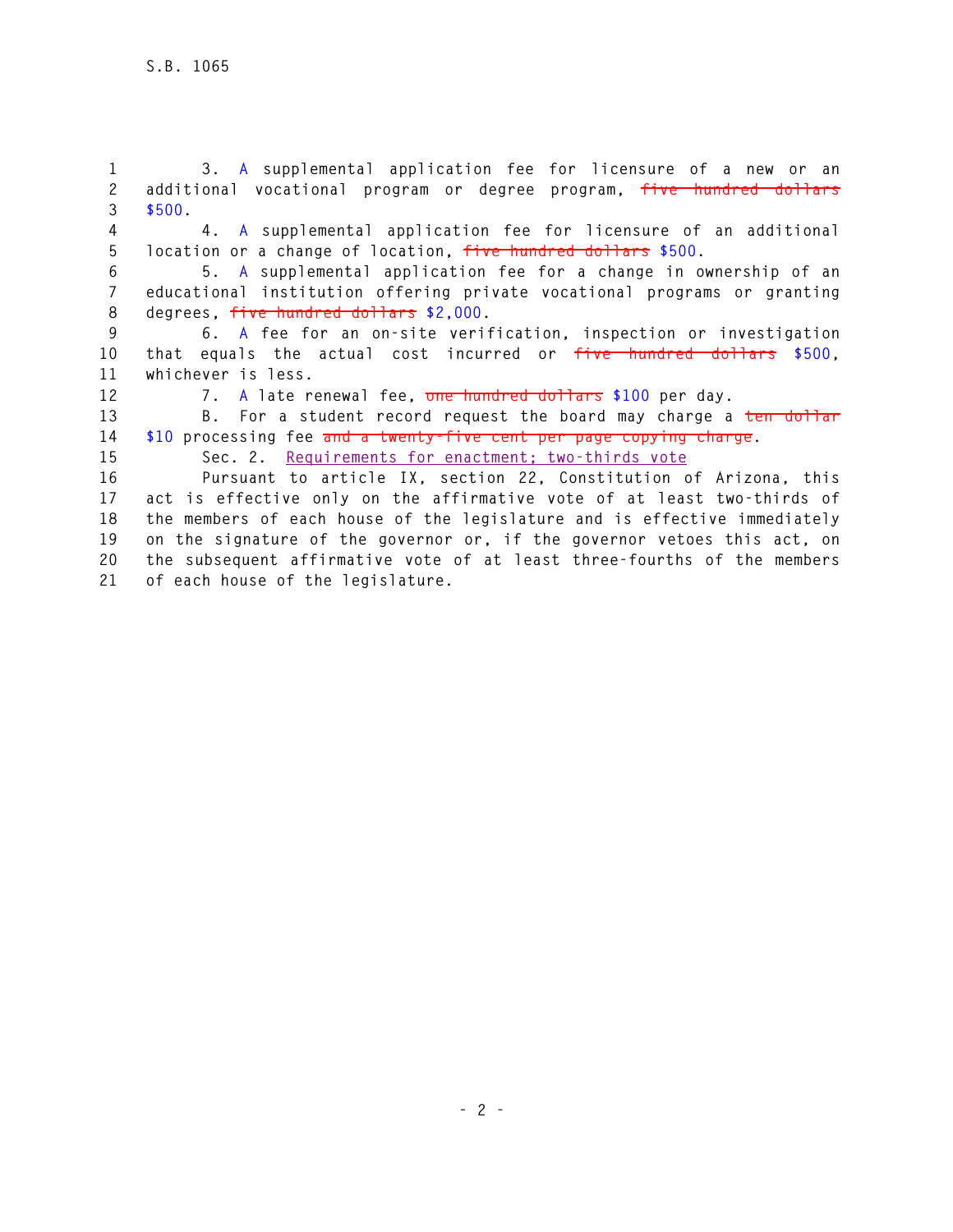3. A supplemental application fee for licensure of a new or an additional vocational program or degree program, ~~five hundred dollars~~ $500.

4. A supplemental application fee for licensure of an additional location or a change of location, ~~five hundred dollars~~ $500.

5. A supplemental application fee for a change in ownership of an educational institution offering private vocational programs or granting degrees, ~~five hundred dollars~~ $2,000.

6. A fee for an on-site verification, inspection or investigation that equals the actual cost incurred or ~~five hundred dollars~~ $500, whichever is less.

7. A late renewal fee, ~~one hundred dollars~~ $100 per day.

B. For a student record request the board may charge a ~~ten dollar~~ $10 processing fee ~~and a twenty-five cent per page copying charge~~.

Sec. 2. Requirements for enactment; two-thirds vote

Pursuant to article IX, section 22, Constitution of Arizona, this act is effective only on the affirmative vote of at least two-thirds of the members of each house of the legislature and is effective immediately on the signature of the governor or, if the governor vetoes this act, on the subsequent affirmative vote of at least three-fourths of the members of each house of the legislature.